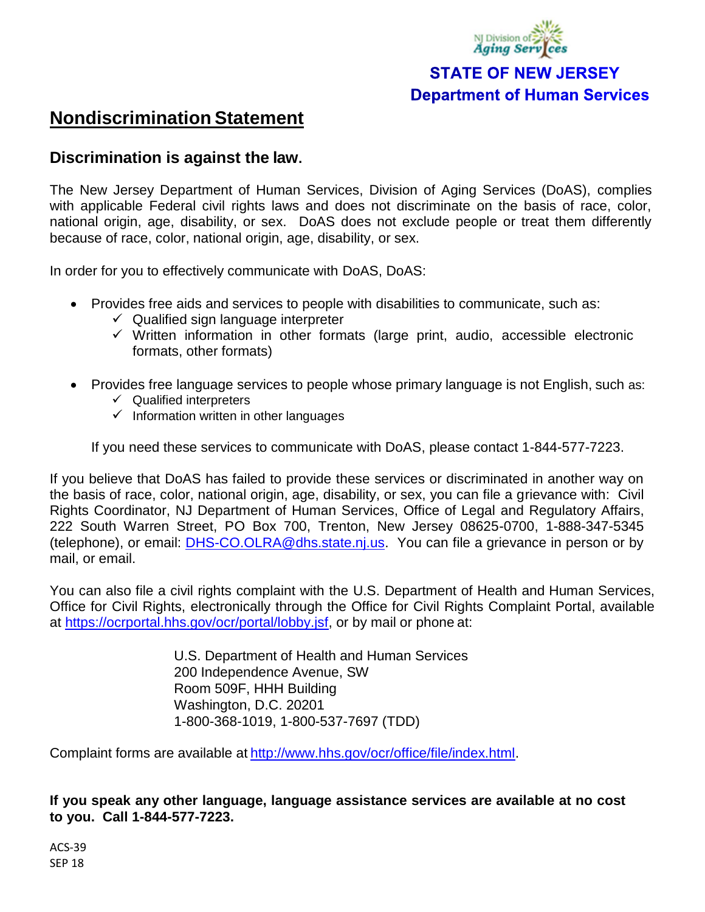NJ Division of Aging Services

**STATE OF NEW JERSEY**
**Department of Human Services**

# Nondiscrimination Statement

## Discrimination is against the law.

The New Jersey Department of Human Services, Division of Aging Services (DoAS), complies with applicable Federal civil rights laws and does not discriminate on the basis of race, color, national origin, age, disability, or sex. DoAS does not exclude people or treat them differently because of race, color, national origin, age, disability, or sex.

In order for you to effectively communicate with DoAS, DoAS:

- Provides free aids and services to people with disabilities to communicate, such as:
  - ✓ Qualified sign language interpreter
  - ✓ Written information in other formats (large print, audio, accessible electronic formats, other formats)
- Provides free language services to people whose primary language is not English, such as:
  - ✓ Qualified interpreters
  - ✓ Information written in other languages

If you need these services to communicate with DoAS, please contact 1-844-577-7223.

If you believe that DoAS has failed to provide these services or discriminated in another way on the basis of race, color, national origin, age, disability, or sex, you can file a grievance with: Civil Rights Coordinator, NJ Department of Human Services, Office of Legal and Regulatory Affairs, 222 South Warren Street, PO Box 700, Trenton, New Jersey 08625-0700, 1-888-347-5345 (telephone), or email: DHS-CO.OLRA@dhs.state.nj.us. You can file a grievance in person or by mail, or email.

You can also file a civil rights complaint with the U.S. Department of Health and Human Services, Office for Civil Rights, electronically through the Office for Civil Rights Complaint Portal, available at https://ocrportal.hhs.gov/ocr/portal/lobby.jsf, or by mail or phone at:

U.S. Department of Health and Human Services
200 Independence Avenue, SW
Room 509F, HHH Building
Washington, D.C. 20201
1-800-368-1019, 1-800-537-7697 (TDD)

Complaint forms are available at http://www.hhs.gov/ocr/office/file/index.html.

**If you speak any other language, language assistance services are available at no cost to you. Call 1-844-577-7223.**

ACS-39
SEP 18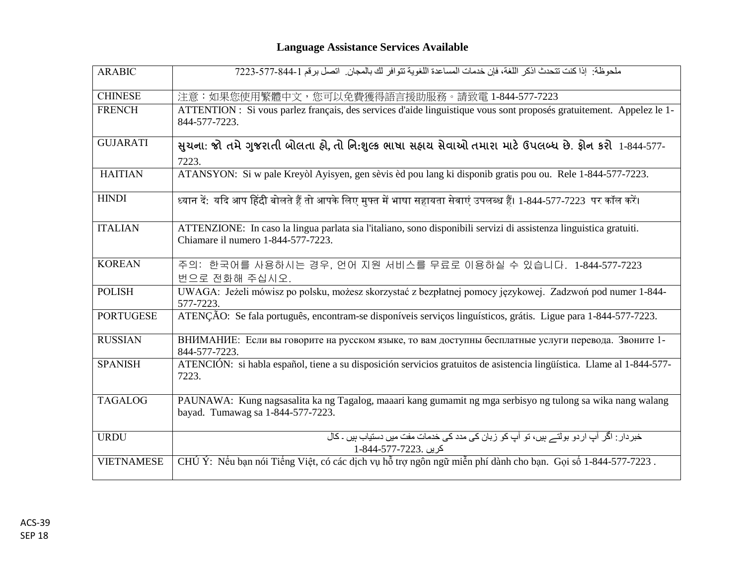## Language Assistance Services Available

| | |
|---|---|
| ARABIC | ملحوظة: إذا كنت تتحدث اذكر اللغة، فإن خدمات المساعدة اللغوية تتوافر لك بالمجان. اتصل برقم 1-844-577-7223 |
| CHINESE | 注意：如果您使用繁體中文，您可以免費獲得語言援助服務。請致電 1-844-577-7223 |
| FRENCH | ATTENTION : Si vous parlez français, des services d'aide linguistique vous sont proposés gratuitement. Appelez le 1-844-577-7223. |
| GUJARATI | સુચના: જો તમે ગુજરાતી બોલતા હો, તો નિ:શુલ્ક ભાષા સહાય સેવાઓ તમારા માટે ઉપલબ્ધ છે. ફોન કરો 1-844-577-7223. |
| HAITIAN | ATANSYON: Si w pale Kreyòl Ayisyen, gen sèvis èd pou lang ki disponib gratis pou ou. Rele 1-844-577-7223. |
| HINDI | ध्यान दें: यदि आप हिंदी बोलते हैं तो आपके लिए मुफ्त में भाषा सहायता सेवाएं उपलब्ध हैं। 1-844-577-7223 पर कॉल करें। |
| ITALIAN | ATTENZIONE: In caso la lingua parlata sia l'italiano, sono disponibili servizi di assistenza linguistica gratuiti. Chiamare il numero 1-844-577-7223. |
| KOREAN | 주의: 한국어를 사용하시는 경우, 언어 지원 서비스를 무료로 이용하실 수 있습니다. 1-844-577-7223 번으로 전화해 주십시오. |
| POLISH | UWAGA: Jeżeli mówisz po polsku, możesz skorzystać z bezpłatnej pomocy językowej. Zadzwoń pod numer 1-844-577-7223. |
| PORTUGESE | ATENÇÃO: Se fala português, encontram-se disponíveis serviços linguísticos, grátis. Ligue para 1-844-577-7223. |
| RUSSIAN | ВНИМАНИЕ: Если вы говорите на русском языке, то вам доступны бесплатные услуги перевода. Звоните 1-844-577-7223. |
| SPANISH | ATENCIÓN: si habla español, tiene a su disposición servicios gratuitos de asistencia lingüística. Llame al 1-844-577-7223. |
| TAGALOG | PAUNAWA: Kung nagsasalita ka ng Tagalog, maaari kang gumamit ng mga serbisyo ng tulong sa wika nang walang bayad. Tumawag sa 1-844-577-7223. |
| URDU | خبردار: اگر آپ اردو بولتے ہیں، تو آپ کو زبان کی مدد کی خدمات مفت میں دستیاب ہیں ۔ کال کریں 1-844-577-7223. |
| VIETNAMESE | CHÚ Ý: Nếu bạn nói Tiếng Việt, có các dịch vụ hỗ trợ ngôn ngữ miễn phí dành cho bạn. Gọi số 1-844-577-7223 . |

ACS-39
SEP 18